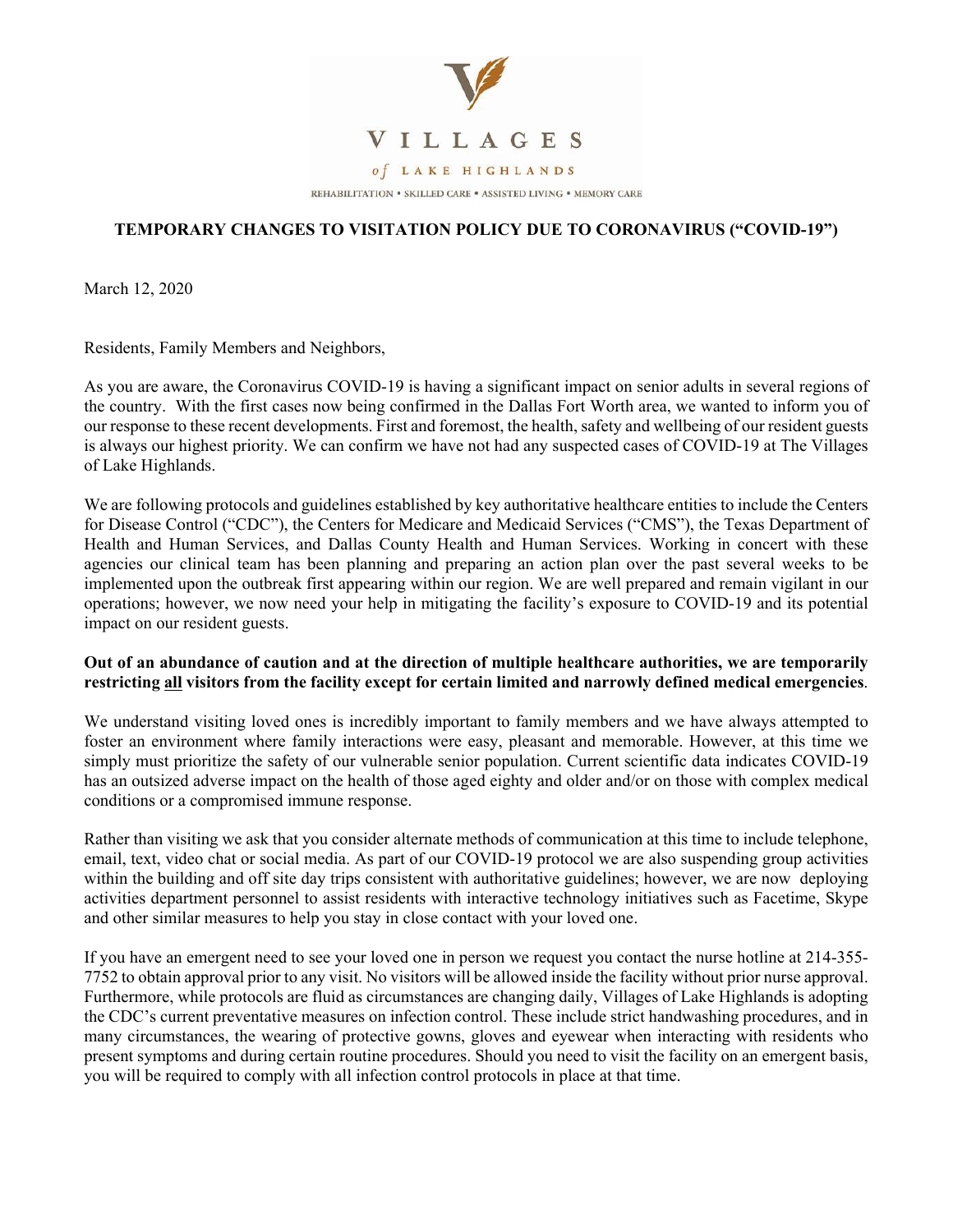VILLAGES

*of* LAKE HIGHLANDS

REHABILITATION • SKILLED CARE • ASSISTED LIVING • MEMORY CARE

## TEMPORARY CHANGES TO VISITATION POLICY DUE TO CORONAVIRUS ("COVID-19")

March 12, 2020

Residents, Family Members and Neighbors,

As you are aware, the Coronavirus COVID-19 is having a significant impact on senior adults in several regions of the country. With the first cases now being confirmed in the Dallas Fort Worth area, we wanted to inform you of our response to these recent developments. First and foremost, the health, safety and wellbeing of our resident guests is always our highest priority. We can confirm we have not had any suspected cases of COVID-19 at The Villages of Lake Highlands.

We are following protocols and guidelines established by key authoritative healthcare entities to include the Centers for Disease Control ("CDC"), the Centers for Medicare and Medicaid Services ("CMS"), the Texas Department of Health and Human Services, and Dallas County Health and Human Services. Working in concert with these agencies our clinical team has been planning and preparing an action plan over the past several weeks to be implemented upon the outbreak first appearing within our region. We are well prepared and remain vigilant in our operations; however, we now need your help in mitigating the facility's exposure to COVID-19 and its potential impact on our resident guests.

**Out of an abundance of caution and at the direction of multiple healthcare authorities, we are temporarily restricting <u>all</u> visitors from the facility except for certain limited and narrowly defined medical emergencies**.

We understand visiting loved ones is incredibly important to family members and we have always attempted to foster an environment where family interactions were easy, pleasant and memorable. However, at this time we simply must prioritize the safety of our vulnerable senior population. Current scientific data indicates COVID-19 has an outsized adverse impact on the health of those aged eighty and older and/or on those with complex medical conditions or a compromised immune response.

Rather than visiting we ask that you consider alternate methods of communication at this time to include telephone, email, text, video chat or social media. As part of our COVID-19 protocol we are also suspending group activities within the building and off site day trips consistent with authoritative guidelines; however, we are now deploying activities department personnel to assist residents with interactive technology initiatives such as Facetime, Skype and other similar measures to help you stay in close contact with your loved one.

If you have an emergent need to see your loved one in person we request you contact the nurse hotline at 214-355-7752 to obtain approval prior to any visit. No visitors will be allowed inside the facility without prior nurse approval. Furthermore, while protocols are fluid as circumstances are changing daily, Villages of Lake Highlands is adopting the CDC's current preventative measures on infection control. These include strict handwashing procedures, and in many circumstances, the wearing of protective gowns, gloves and eyewear when interacting with residents who present symptoms and during certain routine procedures. Should you need to visit the facility on an emergent basis, you will be required to comply with all infection control protocols in place at that time.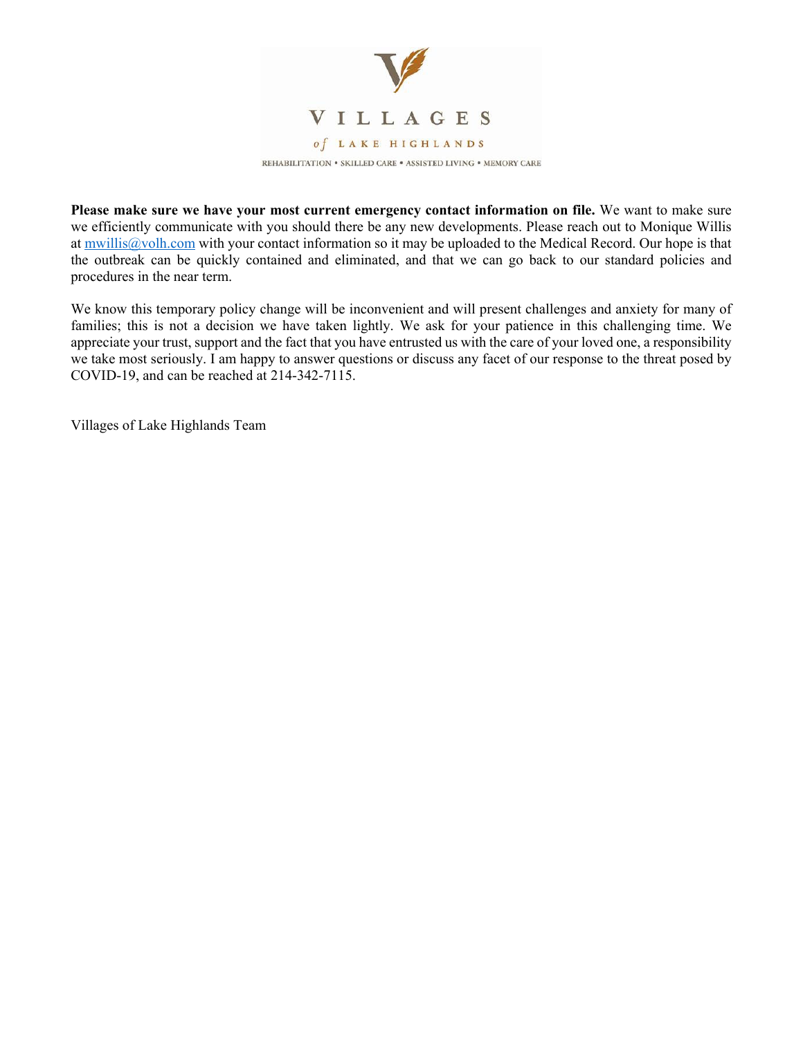VILLAGES

*of* LAKE HIGHLANDS

REHABILITATION • SKILLED CARE • ASSISTED LIVING • MEMORY CARE

**Please make sure we have your most current emergency contact information on file.** We want to make sure we efficiently communicate with you should there be any new developments. Please reach out to Monique Willis at mwillis@volh.com with your contact information so it may be uploaded to the Medical Record. Our hope is that the outbreak can be quickly contained and eliminated, and that we can go back to our standard policies and procedures in the near term.

We know this temporary policy change will be inconvenient and will present challenges and anxiety for many of families; this is not a decision we have taken lightly. We ask for your patience in this challenging time. We appreciate your trust, support and the fact that you have entrusted us with the care of your loved one, a responsibility we take most seriously. I am happy to answer questions or discuss any facet of our response to the threat posed by COVID-19, and can be reached at 214-342-7115.

Villages of Lake Highlands Team